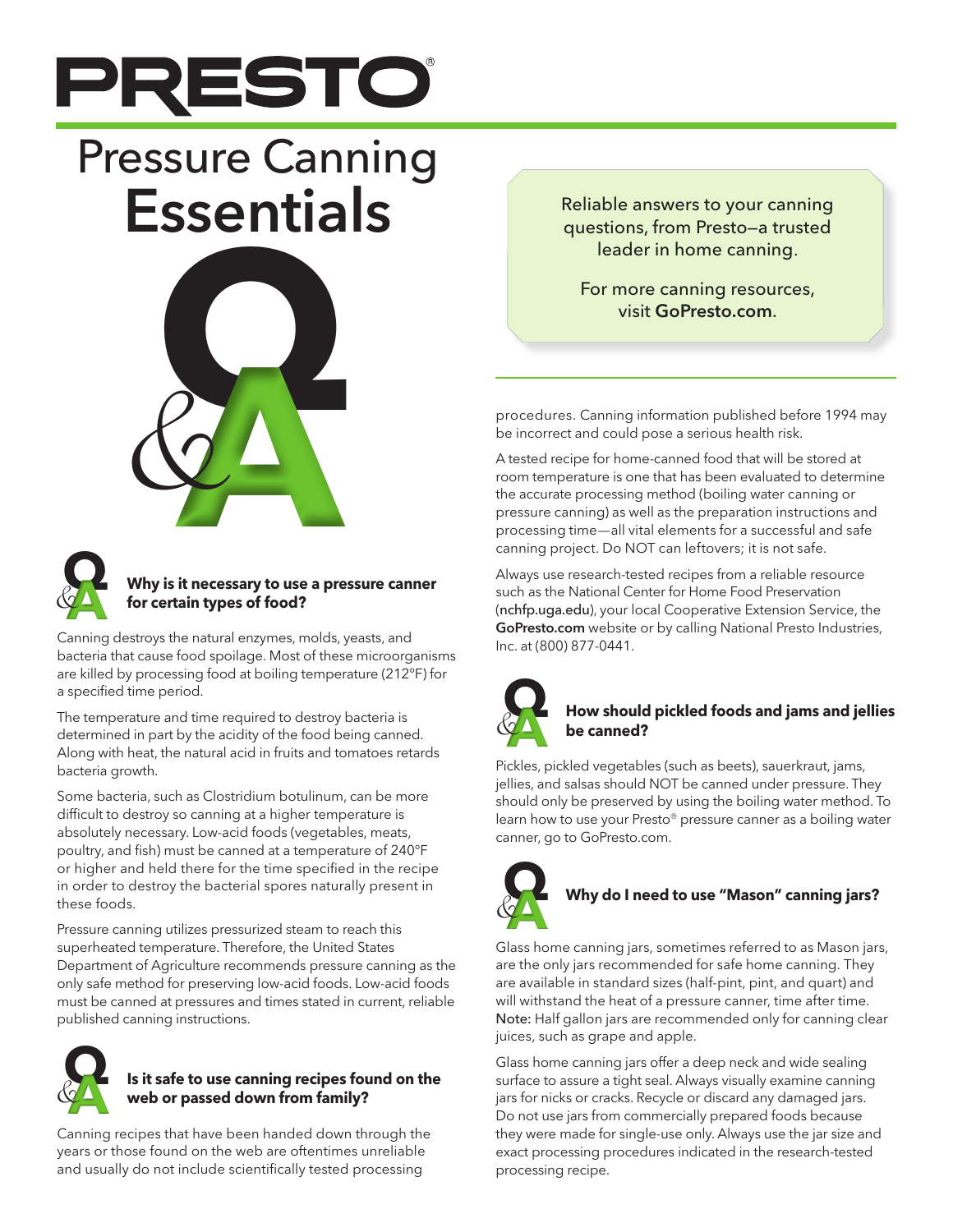# PRESTO®

# Pressure Canning Essentials

# Q&A

Reliable answers to your canning questions, from Presto—a trusted leader in home canning.

For more canning resources, visit **GoPresto.com**.

### Why is it necessary to use a pressure canner for certain types of food?

Canning destroys the natural enzymes, molds, yeasts, and bacteria that cause food spoilage. Most of these microorganisms are killed by processing food at boiling temperature (212°F) for a specified time period.

The temperature and time required to destroy bacteria is determined in part by the acidity of the food being canned. Along with heat, the natural acid in fruits and tomatoes retards bacteria growth.

Some bacteria, such as Clostridium botulinum, can be more difficult to destroy so canning at a higher temperature is absolutely necessary. Low-acid foods (vegetables, meats, poultry, and fish) must be canned at a temperature of 240°F or higher and held there for the time specified in the recipe in order to destroy the bacterial spores naturally present in these foods.

Pressure canning utilizes pressurized steam to reach this superheated temperature. Therefore, the United States Department of Agriculture recommends pressure canning as the only safe method for preserving low-acid foods. Low-acid foods must be canned at pressures and times stated in current, reliable published canning instructions.

### Is it safe to use canning recipes found on the web or passed down from family?

Canning recipes that have been handed down through the years or those found on the web are oftentimes unreliable and usually do not include scientifically tested processing procedures. Canning information published before 1994 may be incorrect and could pose a serious health risk.

A tested recipe for home-canned food that will be stored at room temperature is one that has been evaluated to determine the accurate processing method (boiling water canning or pressure canning) as well as the preparation instructions and processing time—all vital elements for a successful and safe canning project. Do NOT can leftovers; it is not safe.

Always use research-tested recipes from a reliable resource such as the National Center for Home Food Preservation (nchfp.uga.edu), your local Cooperative Extension Service, the **GoPresto.com** website or by calling National Presto Industries, Inc. at (800) 877-0441.

### How should pickled foods and jams and jellies be canned?

Pickles, pickled vegetables (such as beets), sauerkraut, jams, jellies, and salsas should NOT be canned under pressure. They should only be preserved by using the boiling water method. To learn how to use your Presto® pressure canner as a boiling water canner, go to GoPresto.com.

### Why do I need to use "Mason" canning jars?

Glass home canning jars, sometimes referred to as Mason jars, are the only jars recommended for safe home canning. They are available in standard sizes (half-pint, pint, and quart) and will withstand the heat of a pressure canner, time after time. Note: Half gallon jars are recommended only for canning clear juices, such as grape and apple.

Glass home canning jars offer a deep neck and wide sealing surface to assure a tight seal. Always visually examine canning jars for nicks or cracks. Recycle or discard any damaged jars. Do not use jars from commercially prepared foods because they were made for single-use only. Always use the jar size and exact processing procedures indicated in the research-tested processing recipe.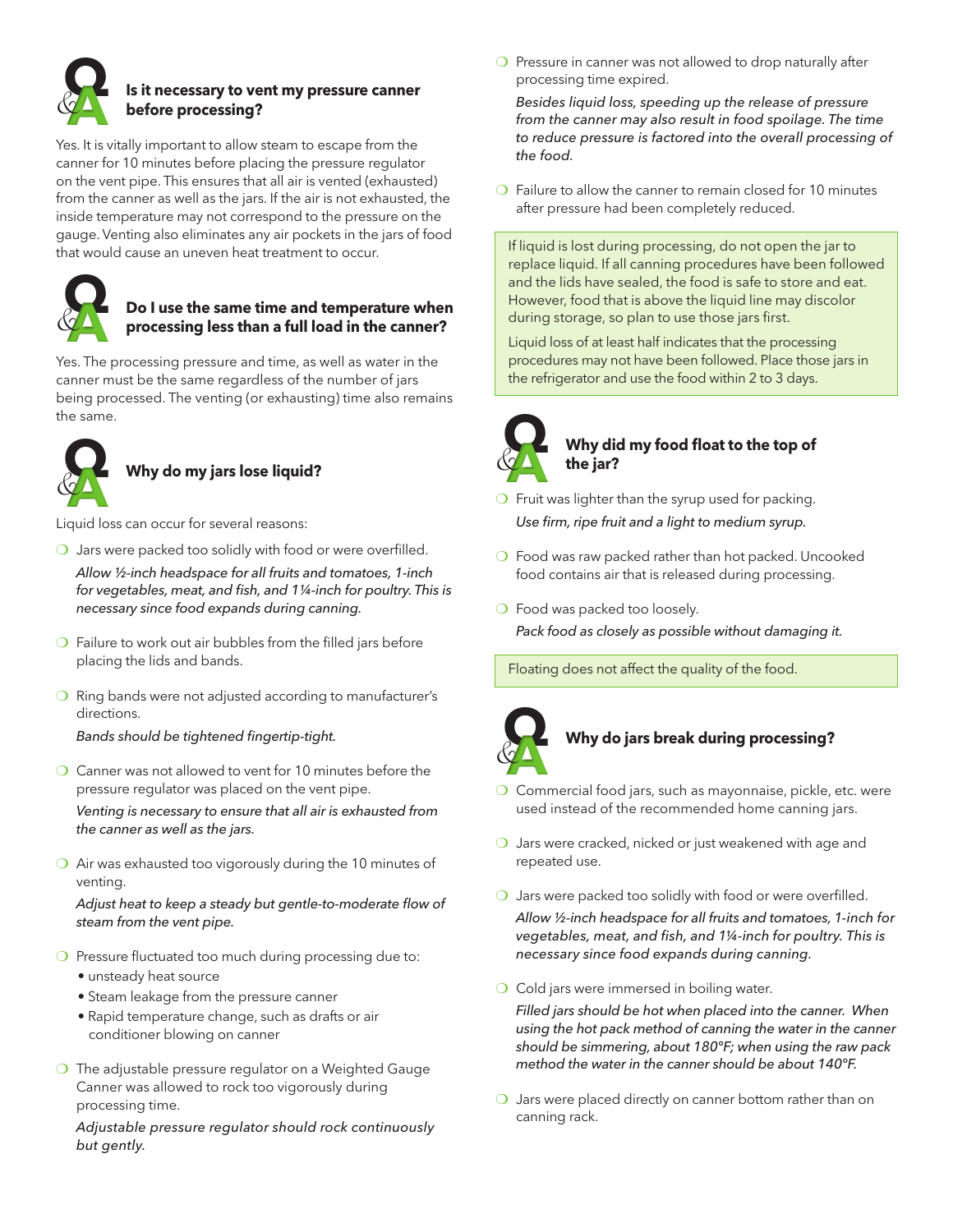## Is it necessary to vent my pressure canner before processing?

Yes. It is vitally important to allow steam to escape from the canner for 10 minutes before placing the pressure regulator on the vent pipe. This ensures that all air is vented (exhausted) from the canner as well as the jars. If the air is not exhausted, the inside temperature may not correspond to the pressure on the gauge. Venting also eliminates any air pockets in the jars of food that would cause an uneven heat treatment to occur.

## Do I use the same time and temperature when processing less than a full load in the canner?

Yes. The processing pressure and time, as well as water in the canner must be the same regardless of the number of jars being processed. The venting (or exhausting) time also remains the same.

## Why do my jars lose liquid?

Liquid loss can occur for several reasons:

- Jars were packed too solidly with food or were overfilled.

  *Allow ½-inch headspace for all fruits and tomatoes, 1-inch for vegetables, meat, and fish, and 1¼-inch for poultry. This is necessary since food expands during canning.*

- Failure to work out air bubbles from the filled jars before placing the lids and bands.

- Ring bands were not adjusted according to manufacturer's directions.

  *Bands should be tightened fingertip-tight.*

- Canner was not allowed to vent for 10 minutes before the pressure regulator was placed on the vent pipe.

  *Venting is necessary to ensure that all air is exhausted from the canner as well as the jars.*

- Air was exhausted too vigorously during the 10 minutes of venting.

  *Adjust heat to keep a steady but gentle-to-moderate flow of steam from the vent pipe.*

- Pressure fluctuated too much during processing due to:
  - unsteady heat source
  - Steam leakage from the pressure canner
  - Rapid temperature change, such as drafts or air conditioner blowing on canner

- The adjustable pressure regulator on a Weighted Gauge Canner was allowed to rock too vigorously during processing time.

  *Adjustable pressure regulator should rock continuously but gently.*

- Pressure in canner was not allowed to drop naturally after processing time expired.

  *Besides liquid loss, speeding up the release of pressure from the canner may also result in food spoilage. The time to reduce pressure is factored into the overall processing of the food.*

- Failure to allow the canner to remain closed for 10 minutes after pressure had been completely reduced.

If liquid is lost during processing, do not open the jar to replace liquid. If all canning procedures have been followed and the lids have sealed, the food is safe to store and eat. However, food that is above the liquid line may discolor during storage, so plan to use those jars first.

Liquid loss of at least half indicates that the processing procedures may not have been followed. Place those jars in the refrigerator and use the food within 2 to 3 days.

## Why did my food float to the top of the jar?

- Fruit was lighter than the syrup used for packing.

  *Use firm, ripe fruit and a light to medium syrup.*

- Food was raw packed rather than hot packed. Uncooked food contains air that is released during processing.

- Food was packed too loosely.

  *Pack food as closely as possible without damaging it.*

Floating does not affect the quality of the food.

## Why do jars break during processing?

- Commercial food jars, such as mayonnaise, pickle, etc. were used instead of the recommended home canning jars.

- Jars were cracked, nicked or just weakened with age and repeated use.

- Jars were packed too solidly with food or were overfilled.

  *Allow ½-inch headspace for all fruits and tomatoes, 1-inch for vegetables, meat, and fish, and 1¼-inch for poultry. This is necessary since food expands during canning.*

- Cold jars were immersed in boiling water.

  *Filled jars should be hot when placed into the canner. When using the hot pack method of canning the water in the canner should be simmering, about 180°F; when using the raw pack method the water in the canner should be about 140°F.*

- Jars were placed directly on canner bottom rather than on canning rack.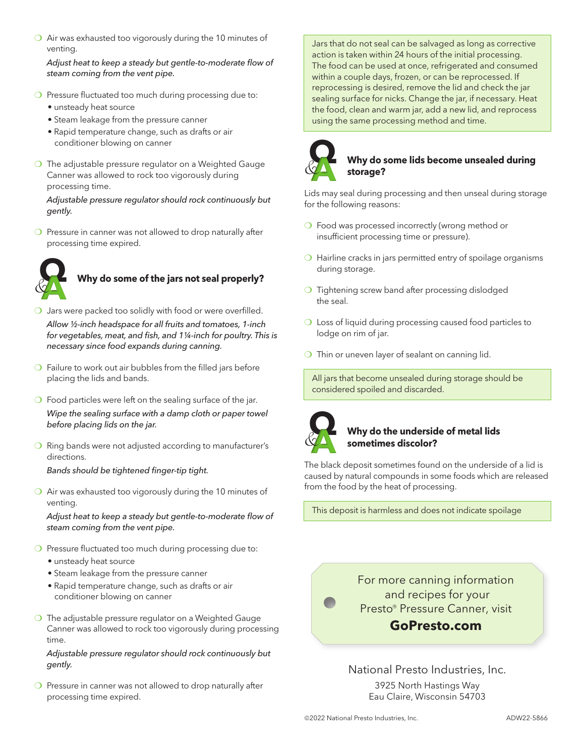- Air was exhausted too vigorously during the 10 minutes of venting.

  *Adjust heat to keep a steady but gentle-to-moderate flow of steam coming from the vent pipe.*

- Pressure fluctuated too much during processing due to:
  - unsteady heat source
  - Steam leakage from the pressure canner
  - Rapid temperature change, such as drafts or air conditioner blowing on canner

- The adjustable pressure regulator on a Weighted Gauge Canner was allowed to rock too vigorously during processing time.

  *Adjustable pressure regulator should rock continuously but gently.*

- Pressure in canner was not allowed to drop naturally after processing time expired.

## Why do some of the jars not seal properly?

- Jars were packed too solidly with food or were overfilled.

  *Allow ½-inch headspace for all fruits and tomatoes, 1-inch for vegetables, meat, and fish, and 1¼-inch for poultry. This is necessary since food expands during canning.*

- Failure to work out air bubbles from the filled jars before placing the lids and bands.

- Food particles were left on the sealing surface of the jar.

  *Wipe the sealing surface with a damp cloth or paper towel before placing lids on the jar.*

- Ring bands were not adjusted according to manufacturer's directions.

  *Bands should be tightened finger-tip tight.*

- Air was exhausted too vigorously during the 10 minutes of venting.

  *Adjust heat to keep a steady but gentle-to-moderate flow of steam coming from the vent pipe.*

- Pressure fluctuated too much during processing due to:
  - unsteady heat source
  - Steam leakage from the pressure canner
  - Rapid temperature change, such as drafts or air conditioner blowing on canner

- The adjustable pressure regulator on a Weighted Gauge Canner was allowed to rock too vigorously during processing time.

  *Adjustable pressure regulator should rock continuously but gently.*

- Pressure in canner was not allowed to drop naturally after processing time expired.

Jars that do not seal can be salvaged as long as corrective action is taken within 24 hours of the initial processing. The food can be used at once, refrigerated and consumed within a couple days, frozen, or can be reprocessed. If reprocessing is desired, remove the lid and check the jar sealing surface for nicks. Change the jar, if necessary. Heat the food, clean and warm jar, add a new lid, and reprocess using the same processing method and time.

## Why do some lids become unsealed during storage?

Lids may seal during processing and then unseal during storage for the following reasons:

- Food was processed incorrectly (wrong method or insufficient processing time or pressure).
- Hairline cracks in jars permitted entry of spoilage organisms during storage.
- Tightening screw band after processing dislodged the seal.
- Loss of liquid during processing caused food particles to lodge on rim of jar.
- Thin or uneven layer of sealant on canning lid.

All jars that become unsealed during storage should be considered spoiled and discarded.

## Why do the underside of metal lids sometimes discolor?

The black deposit sometimes found on the underside of a lid is caused by natural compounds in some foods which are released from the food by the heat of processing.

This deposit is harmless and does not indicate spoilage

For more canning information and recipes for your Presto® Pressure Canner, visit

**GoPresto.com**

National Presto Industries, Inc.
3925 North Hastings Way
Eau Claire, Wisconsin 54703

©2022 National Presto Industries, Inc. ADW22-5866